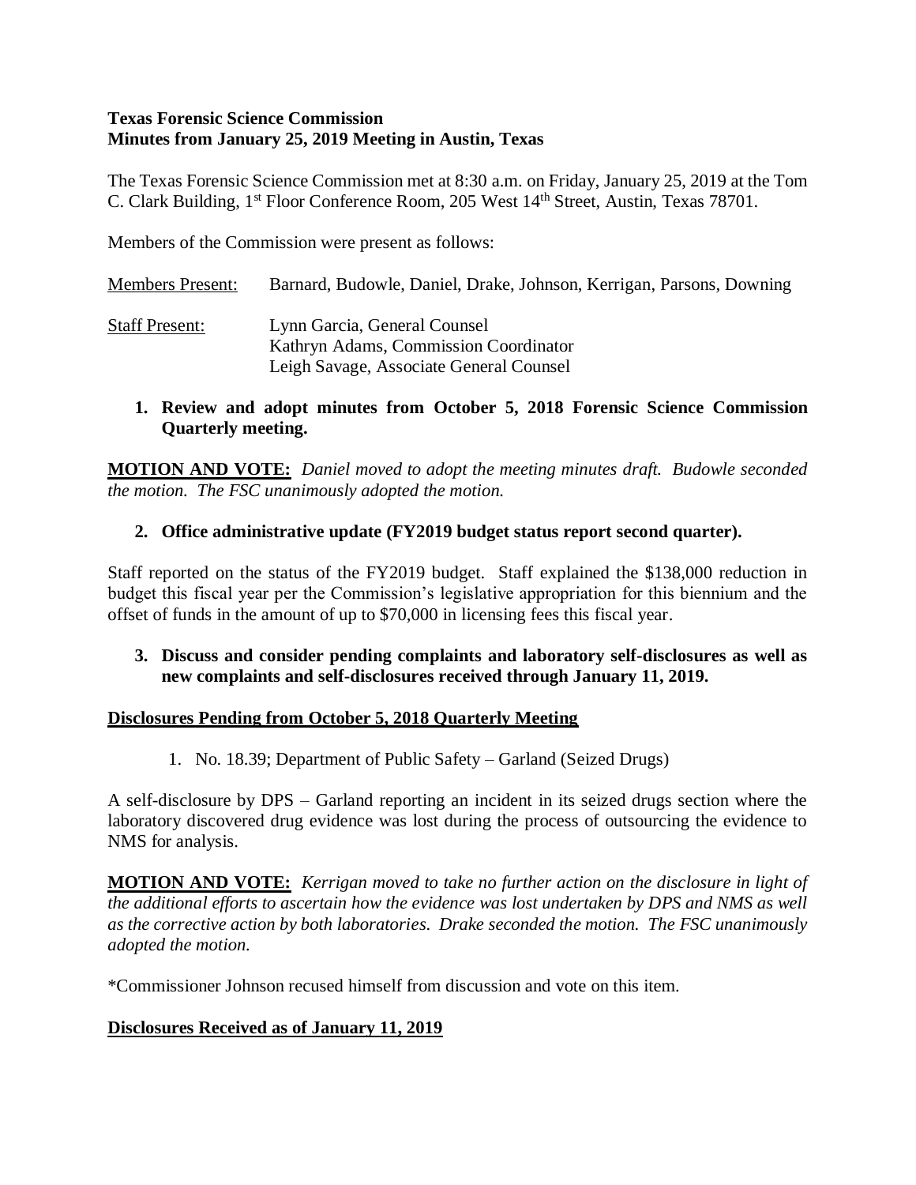**Texas Forensic Science Commission**
**Minutes from January 25, 2019 Meeting in Austin, Texas**

The Texas Forensic Science Commission met at 8:30 a.m. on Friday, January 25, 2019 at the Tom C. Clark Building, 1st Floor Conference Room, 205 West 14th Street, Austin, Texas 78701.

Members of the Commission were present as follows:

<u>Members Present:</u> Barnard, Budowle, Daniel, Drake, Johnson, Kerrigan, Parsons, Downing

<u>Staff Present:</u> Lynn Garcia, General Counsel
Kathryn Adams, Commission Coordinator
Leigh Savage, Associate General Counsel

1. **Review and adopt minutes from October 5, 2018 Forensic Science Commission Quarterly meeting.**

**<u>MOTION AND VOTE:</u>** *Daniel moved to adopt the meeting minutes draft. Budowle seconded the motion. The FSC unanimously adopted the motion.*

2. **Office administrative update (FY2019 budget status report second quarter).**

Staff reported on the status of the FY2019 budget. Staff explained the $138,000 reduction in budget this fiscal year per the Commission's legislative appropriation for this biennium and the offset of funds in the amount of up to $70,000 in licensing fees this fiscal year.

3. **Discuss and consider pending complaints and laboratory self-disclosures as well as new complaints and self-disclosures received through January 11, 2019.**

**<u>Disclosures Pending from October 5, 2018 Quarterly Meeting</u>**

1. No. 18.39; Department of Public Safety – Garland (Seized Drugs)

A self-disclosure by DPS – Garland reporting an incident in its seized drugs section where the laboratory discovered drug evidence was lost during the process of outsourcing the evidence to NMS for analysis.

**<u>MOTION AND VOTE:</u>** *Kerrigan moved to take no further action on the disclosure in light of the additional efforts to ascertain how the evidence was lost undertaken by DPS and NMS as well as the corrective action by both laboratories. Drake seconded the motion. The FSC unanimously adopted the motion.*

*Commissioner Johnson recused himself from discussion and vote on this item.

**<u>Disclosures Received as of January 11, 2019</u>**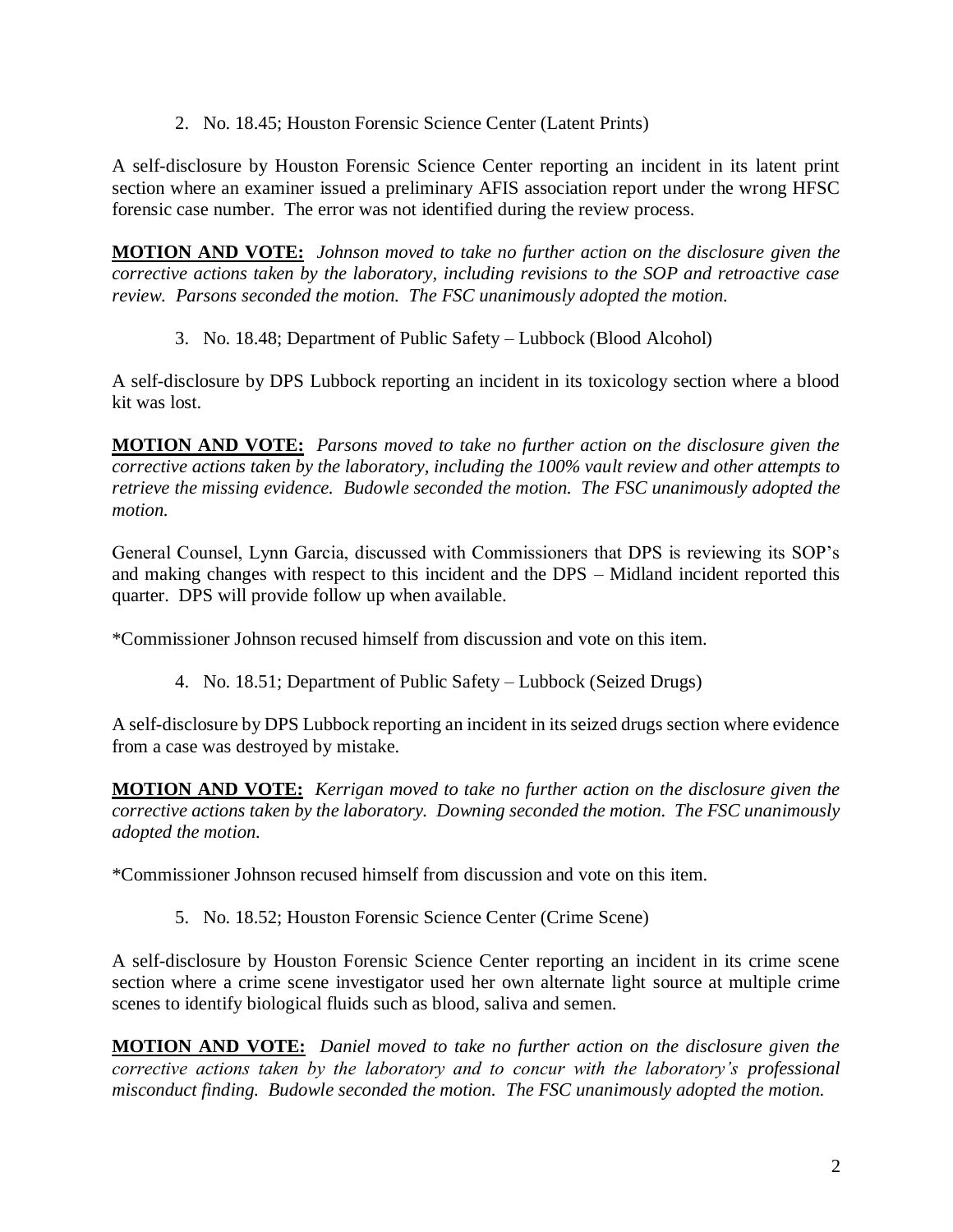2. No. 18.45; Houston Forensic Science Center (Latent Prints)

A self-disclosure by Houston Forensic Science Center reporting an incident in its latent print section where an examiner issued a preliminary AFIS association report under the wrong HFSC forensic case number. The error was not identified during the review process.

**MOTION AND VOTE:** *Johnson moved to take no further action on the disclosure given the corrective actions taken by the laboratory, including revisions to the SOP and retroactive case review. Parsons seconded the motion. The FSC unanimously adopted the motion.*

3. No. 18.48; Department of Public Safety – Lubbock (Blood Alcohol)

A self-disclosure by DPS Lubbock reporting an incident in its toxicology section where a blood kit was lost.

**MOTION AND VOTE:** *Parsons moved to take no further action on the disclosure given the corrective actions taken by the laboratory, including the 100% vault review and other attempts to retrieve the missing evidence. Budowle seconded the motion. The FSC unanimously adopted the motion.*

General Counsel, Lynn Garcia, discussed with Commissioners that DPS is reviewing its SOP's and making changes with respect to this incident and the DPS – Midland incident reported this quarter. DPS will provide follow up when available.

*Commissioner Johnson recused himself from discussion and vote on this item.

4. No. 18.51; Department of Public Safety – Lubbock (Seized Drugs)

A self-disclosure by DPS Lubbock reporting an incident in its seized drugs section where evidence from a case was destroyed by mistake.

**MOTION AND VOTE:** *Kerrigan moved to take no further action on the disclosure given the corrective actions taken by the laboratory. Downing seconded the motion. The FSC unanimously adopted the motion.*

*Commissioner Johnson recused himself from discussion and vote on this item.

5. No. 18.52; Houston Forensic Science Center (Crime Scene)

A self-disclosure by Houston Forensic Science Center reporting an incident in its crime scene section where a crime scene investigator used her own alternate light source at multiple crime scenes to identify biological fluids such as blood, saliva and semen.

**MOTION AND VOTE:** *Daniel moved to take no further action on the disclosure given the corrective actions taken by the laboratory and to concur with the laboratory's professional misconduct finding. Budowle seconded the motion. The FSC unanimously adopted the motion.*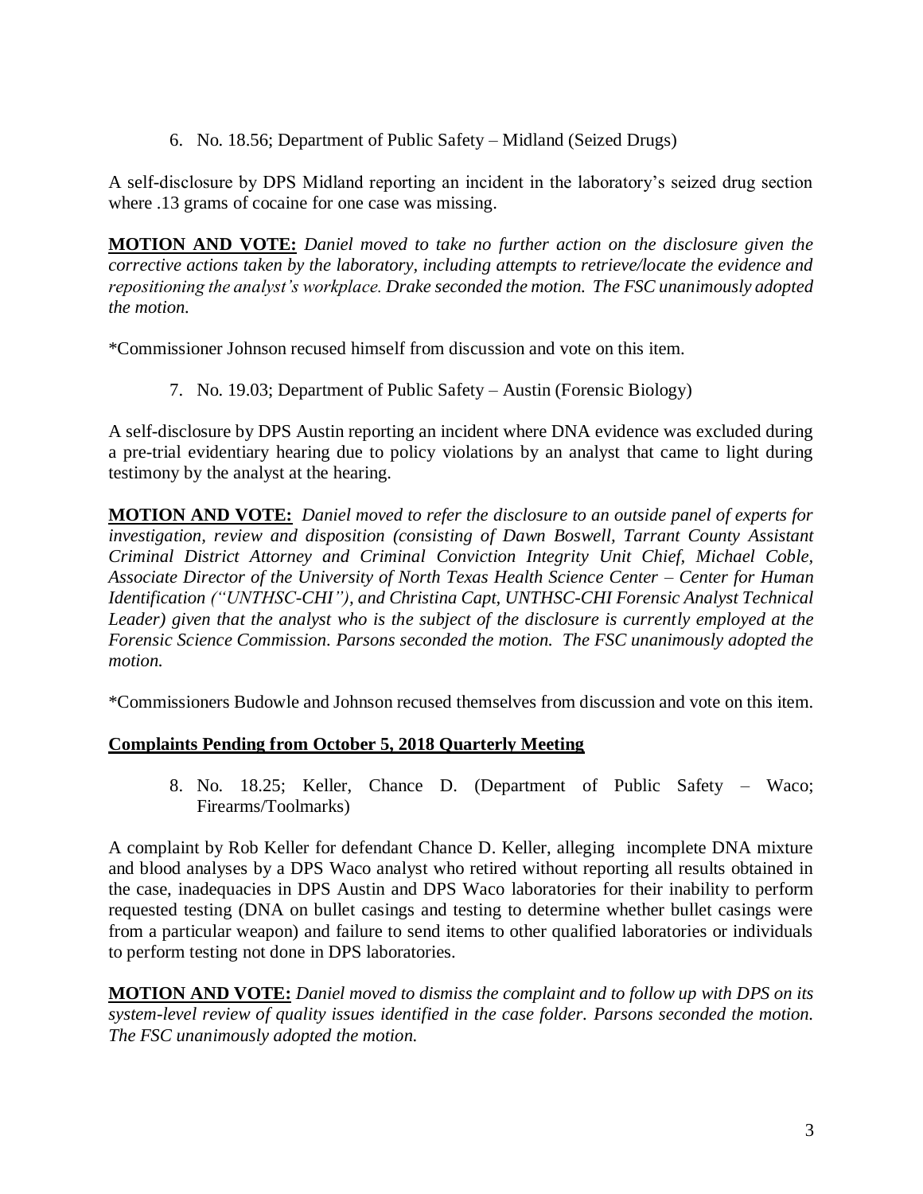6. No. 18.56; Department of Public Safety – Midland (Seized Drugs)

A self-disclosure by DPS Midland reporting an incident in the laboratory's seized drug section where .13 grams of cocaine for one case was missing.

**MOTION AND VOTE:** *Daniel moved to take no further action on the disclosure given the corrective actions taken by the laboratory, including attempts to retrieve/locate the evidence and repositioning the analyst's workplace. Drake seconded the motion. The FSC unanimously adopted the motion.*

*Commissioner Johnson recused himself from discussion and vote on this item.

7. No. 19.03; Department of Public Safety – Austin (Forensic Biology)

A self-disclosure by DPS Austin reporting an incident where DNA evidence was excluded during a pre-trial evidentiary hearing due to policy violations by an analyst that came to light during testimony by the analyst at the hearing.

**MOTION AND VOTE:** *Daniel moved to refer the disclosure to an outside panel of experts for investigation, review and disposition (consisting of Dawn Boswell, Tarrant County Assistant Criminal District Attorney and Criminal Conviction Integrity Unit Chief, Michael Coble, Associate Director of the University of North Texas Health Science Center – Center for Human Identification ("UNTHSC-CHI"), and Christina Capt, UNTHSC-CHI Forensic Analyst Technical Leader) given that the analyst who is the subject of the disclosure is currently employed at the Forensic Science Commission. Parsons seconded the motion. The FSC unanimously adopted the motion.*

*Commissioners Budowle and Johnson recused themselves from discussion and vote on this item.

**Complaints Pending from October 5, 2018 Quarterly Meeting**

8. No. 18.25; Keller, Chance D. (Department of Public Safety – Waco; Firearms/Toolmarks)

A complaint by Rob Keller for defendant Chance D. Keller, alleging incomplete DNA mixture and blood analyses by a DPS Waco analyst who retired without reporting all results obtained in the case, inadequacies in DPS Austin and DPS Waco laboratories for their inability to perform requested testing (DNA on bullet casings and testing to determine whether bullet casings were from a particular weapon) and failure to send items to other qualified laboratories or individuals to perform testing not done in DPS laboratories.

**MOTION AND VOTE:** *Daniel moved to dismiss the complaint and to follow up with DPS on its system-level review of quality issues identified in the case folder. Parsons seconded the motion. The FSC unanimously adopted the motion.*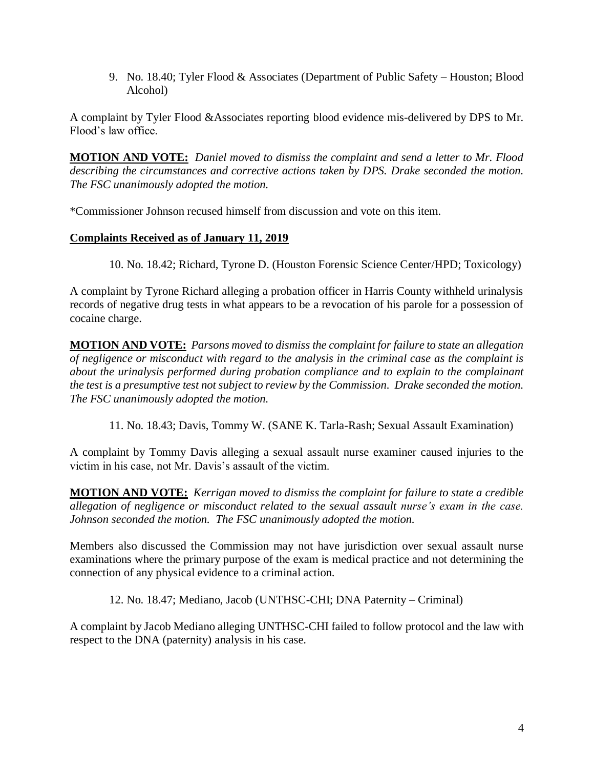9. No. 18.40; Tyler Flood & Associates (Department of Public Safety – Houston; Blood Alcohol)

A complaint by Tyler Flood &Associates reporting blood evidence mis-delivered by DPS to Mr. Flood's law office.

**MOTION AND VOTE:** *Daniel moved to dismiss the complaint and send a letter to Mr. Flood describing the circumstances and corrective actions taken by DPS. Drake seconded the motion. The FSC unanimously adopted the motion.*

*Commissioner Johnson recused himself from discussion and vote on this item.

**Complaints Received as of January 11, 2019**

10. No. 18.42; Richard, Tyrone D. (Houston Forensic Science Center/HPD; Toxicology)

A complaint by Tyrone Richard alleging a probation officer in Harris County withheld urinalysis records of negative drug tests in what appears to be a revocation of his parole for a possession of cocaine charge.

**MOTION AND VOTE:** *Parsons moved to dismiss the complaint for failure to state an allegation of negligence or misconduct with regard to the analysis in the criminal case as the complaint is about the urinalysis performed during probation compliance and to explain to the complainant the test is a presumptive test not subject to review by the Commission. Drake seconded the motion. The FSC unanimously adopted the motion.*

11. No. 18.43; Davis, Tommy W. (SANE K. Tarla-Rash; Sexual Assault Examination)

A complaint by Tommy Davis alleging a sexual assault nurse examiner caused injuries to the victim in his case, not Mr. Davis's assault of the victim.

**MOTION AND VOTE:** *Kerrigan moved to dismiss the complaint for failure to state a credible allegation of negligence or misconduct related to the sexual assault nurse's exam in the case. Johnson seconded the motion. The FSC unanimously adopted the motion.*

Members also discussed the Commission may not have jurisdiction over sexual assault nurse examinations where the primary purpose of the exam is medical practice and not determining the connection of any physical evidence to a criminal action.

12. No. 18.47; Mediano, Jacob (UNTHSC-CHI; DNA Paternity – Criminal)

A complaint by Jacob Mediano alleging UNTHSC-CHI failed to follow protocol and the law with respect to the DNA (paternity) analysis in his case.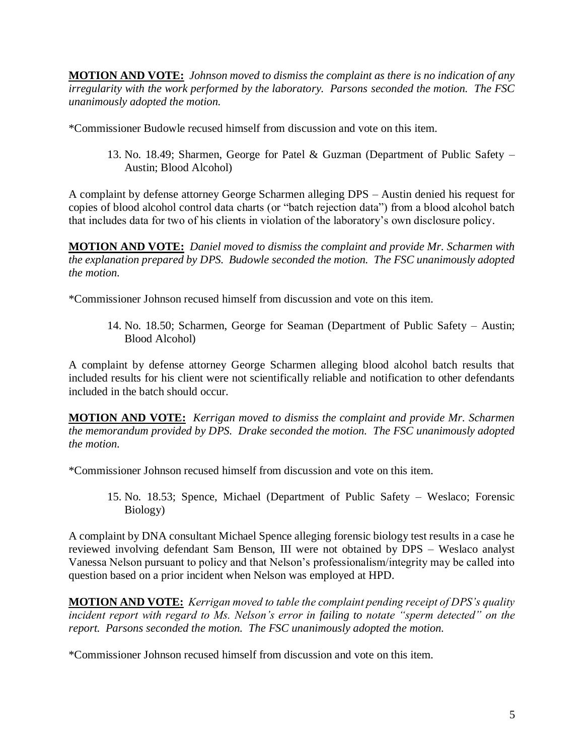**MOTION AND VOTE:** *Johnson moved to dismiss the complaint as there is no indication of any irregularity with the work performed by the laboratory. Parsons seconded the motion. The FSC unanimously adopted the motion.*

*Commissioner Budowle recused himself from discussion and vote on this item.

13. No. 18.49; Sharmen, George for Patel & Guzman (Department of Public Safety – Austin; Blood Alcohol)

A complaint by defense attorney George Scharmen alleging DPS – Austin denied his request for copies of blood alcohol control data charts (or "batch rejection data") from a blood alcohol batch that includes data for two of his clients in violation of the laboratory's own disclosure policy.

**MOTION AND VOTE:** *Daniel moved to dismiss the complaint and provide Mr. Scharmen with the explanation prepared by DPS. Budowle seconded the motion. The FSC unanimously adopted the motion.*

*Commissioner Johnson recused himself from discussion and vote on this item.

14. No. 18.50; Scharmen, George for Seaman (Department of Public Safety – Austin; Blood Alcohol)

A complaint by defense attorney George Scharmen alleging blood alcohol batch results that included results for his client were not scientifically reliable and notification to other defendants included in the batch should occur.

**MOTION AND VOTE:** *Kerrigan moved to dismiss the complaint and provide Mr. Scharmen the memorandum provided by DPS. Drake seconded the motion. The FSC unanimously adopted the motion.*

*Commissioner Johnson recused himself from discussion and vote on this item.

15. No. 18.53; Spence, Michael (Department of Public Safety – Weslaco; Forensic Biology)

A complaint by DNA consultant Michael Spence alleging forensic biology test results in a case he reviewed involving defendant Sam Benson, III were not obtained by DPS – Weslaco analyst Vanessa Nelson pursuant to policy and that Nelson's professionalism/integrity may be called into question based on a prior incident when Nelson was employed at HPD.

**MOTION AND VOTE:** *Kerrigan moved to table the complaint pending receipt of DPS's quality incident report with regard to Ms. Nelson's error in failing to notate "sperm detected" on the report. Parsons seconded the motion. The FSC unanimously adopted the motion.*

*Commissioner Johnson recused himself from discussion and vote on this item.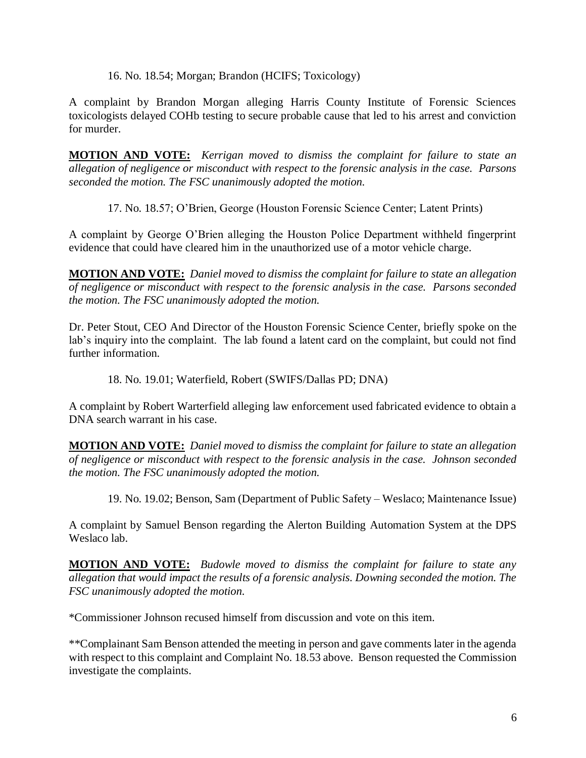16. No. 18.54; Morgan; Brandon (HCIFS; Toxicology)

A complaint by Brandon Morgan alleging Harris County Institute of Forensic Sciences toxicologists delayed COHb testing to secure probable cause that led to his arrest and conviction for murder.

**MOTION AND VOTE:** *Kerrigan moved to dismiss the complaint for failure to state an allegation of negligence or misconduct with respect to the forensic analysis in the case. Parsons seconded the motion. The FSC unanimously adopted the motion.*

17. No. 18.57; O'Brien, George (Houston Forensic Science Center; Latent Prints)

A complaint by George O'Brien alleging the Houston Police Department withheld fingerprint evidence that could have cleared him in the unauthorized use of a motor vehicle charge.

**MOTION AND VOTE:** *Daniel moved to dismiss the complaint for failure to state an allegation of negligence or misconduct with respect to the forensic analysis in the case. Parsons seconded the motion. The FSC unanimously adopted the motion.*

Dr. Peter Stout, CEO And Director of the Houston Forensic Science Center, briefly spoke on the lab's inquiry into the complaint. The lab found a latent card on the complaint, but could not find further information.

18. No. 19.01; Waterfield, Robert (SWIFS/Dallas PD; DNA)

A complaint by Robert Warterfield alleging law enforcement used fabricated evidence to obtain a DNA search warrant in his case.

**MOTION AND VOTE:** *Daniel moved to dismiss the complaint for failure to state an allegation of negligence or misconduct with respect to the forensic analysis in the case. Johnson seconded the motion. The FSC unanimously adopted the motion.*

19. No. 19.02; Benson, Sam (Department of Public Safety – Weslaco; Maintenance Issue)

A complaint by Samuel Benson regarding the Alerton Building Automation System at the DPS Weslaco lab.

**MOTION AND VOTE:** *Budowle moved to dismiss the complaint for failure to state any allegation that would impact the results of a forensic analysis. Downing seconded the motion. The FSC unanimously adopted the motion.*

*Commissioner Johnson recused himself from discussion and vote on this item.

**Complainant Sam Benson attended the meeting in person and gave comments later in the agenda with respect to this complaint and Complaint No. 18.53 above. Benson requested the Commission investigate the complaints.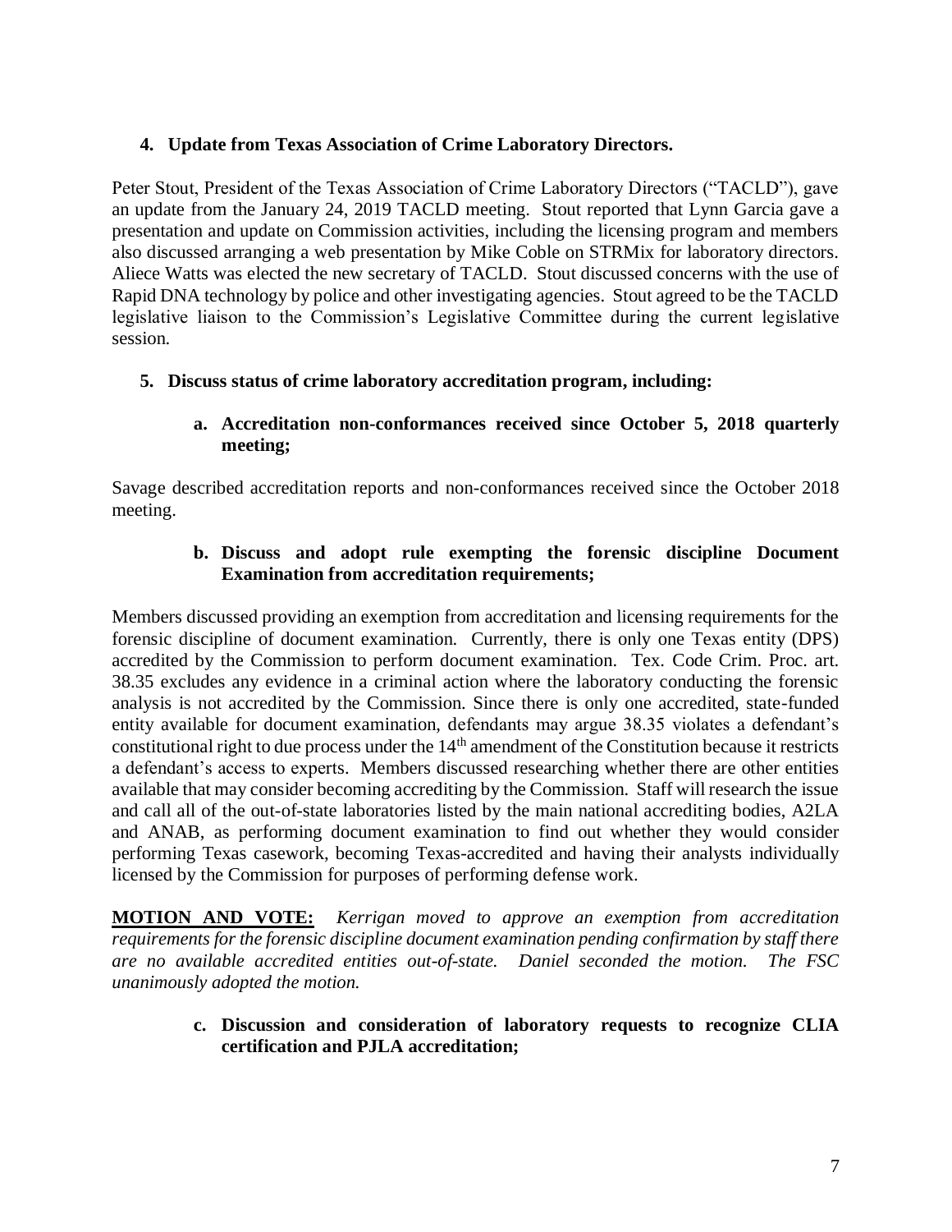### 4. Update from Texas Association of Crime Laboratory Directors.

Peter Stout, President of the Texas Association of Crime Laboratory Directors ("TACLD"), gave an update from the January 24, 2019 TACLD meeting. Stout reported that Lynn Garcia gave a presentation and update on Commission activities, including the licensing program and members also discussed arranging a web presentation by Mike Coble on STRMix for laboratory directors. Aliece Watts was elected the new secretary of TACLD. Stout discussed concerns with the use of Rapid DNA technology by police and other investigating agencies. Stout agreed to be the TACLD legislative liaison to the Commission's Legislative Committee during the current legislative session.

### 5. Discuss status of crime laboratory accreditation program, including:

#### a. Accreditation non-conformances received since October 5, 2018 quarterly meeting;

Savage described accreditation reports and non-conformances received since the October 2018 meeting.

#### b. Discuss and adopt rule exempting the forensic discipline Document Examination from accreditation requirements;

Members discussed providing an exemption from accreditation and licensing requirements for the forensic discipline of document examination. Currently, there is only one Texas entity (DPS) accredited by the Commission to perform document examination. Tex. Code Crim. Proc. art. 38.35 excludes any evidence in a criminal action where the laboratory conducting the forensic analysis is not accredited by the Commission. Since there is only one accredited, state-funded entity available for document examination, defendants may argue 38.35 violates a defendant's constitutional right to due process under the 14th amendment of the Constitution because it restricts a defendant's access to experts. Members discussed researching whether there are other entities available that may consider becoming accrediting by the Commission. Staff will research the issue and call all of the out-of-state laboratories listed by the main national accrediting bodies, A2LA and ANAB, as performing document examination to find out whether they would consider performing Texas casework, becoming Texas-accredited and having their analysts individually licensed by the Commission for purposes of performing defense work.

**MOTION AND VOTE:** *Kerrigan moved to approve an exemption from accreditation requirements for the forensic discipline document examination pending confirmation by staff there are no available accredited entities out-of-state. Daniel seconded the motion. The FSC unanimously adopted the motion.*

#### c. Discussion and consideration of laboratory requests to recognize CLIA certification and PJLA accreditation;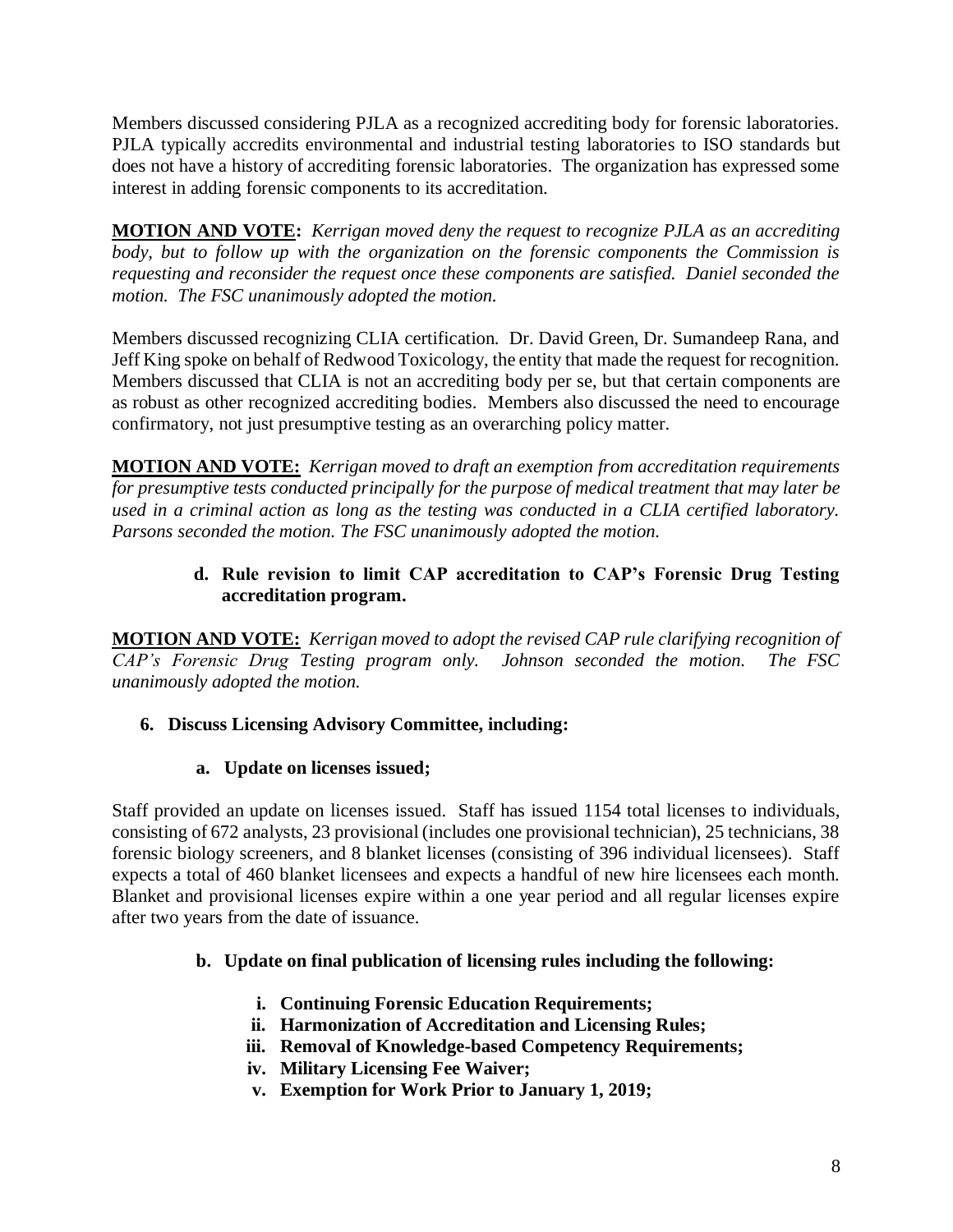Members discussed considering PJLA as a recognized accrediting body for forensic laboratories. PJLA typically accredits environmental and industrial testing laboratories to ISO standards but does not have a history of accrediting forensic laboratories. The organization has expressed some interest in adding forensic components to its accreditation.

**MOTION AND VOTE:** *Kerrigan moved deny the request to recognize PJLA as an accrediting body, but to follow up with the organization on the forensic components the Commission is requesting and reconsider the request once these components are satisfied. Daniel seconded the motion. The FSC unanimously adopted the motion.*

Members discussed recognizing CLIA certification. Dr. David Green, Dr. Sumandeep Rana, and Jeff King spoke on behalf of Redwood Toxicology, the entity that made the request for recognition. Members discussed that CLIA is not an accrediting body per se, but that certain components are as robust as other recognized accrediting bodies. Members also discussed the need to encourage confirmatory, not just presumptive testing as an overarching policy matter.

**MOTION AND VOTE:** *Kerrigan moved to draft an exemption from accreditation requirements for presumptive tests conducted principally for the purpose of medical treatment that may later be used in a criminal action as long as the testing was conducted in a CLIA certified laboratory. Parsons seconded the motion. The FSC unanimously adopted the motion.*

**d. Rule revision to limit CAP accreditation to CAP's Forensic Drug Testing accreditation program.**

**MOTION AND VOTE:** *Kerrigan moved to adopt the revised CAP rule clarifying recognition of CAP's Forensic Drug Testing program only. Johnson seconded the motion. The FSC unanimously adopted the motion.*

**6. Discuss Licensing Advisory Committee, including:**

**a. Update on licenses issued;**

Staff provided an update on licenses issued. Staff has issued 1154 total licenses to individuals, consisting of 672 analysts, 23 provisional (includes one provisional technician), 25 technicians, 38 forensic biology screeners, and 8 blanket licenses (consisting of 396 individual licensees). Staff expects a total of 460 blanket licensees and expects a handful of new hire licensees each month. Blanket and provisional licenses expire within a one year period and all regular licenses expire after two years from the date of issuance.

**b. Update on final publication of licensing rules including the following:**

- **i. Continuing Forensic Education Requirements;**
- **ii. Harmonization of Accreditation and Licensing Rules;**
- **iii. Removal of Knowledge-based Competency Requirements;**
- **iv. Military Licensing Fee Waiver;**
- **v. Exemption for Work Prior to January 1, 2019;**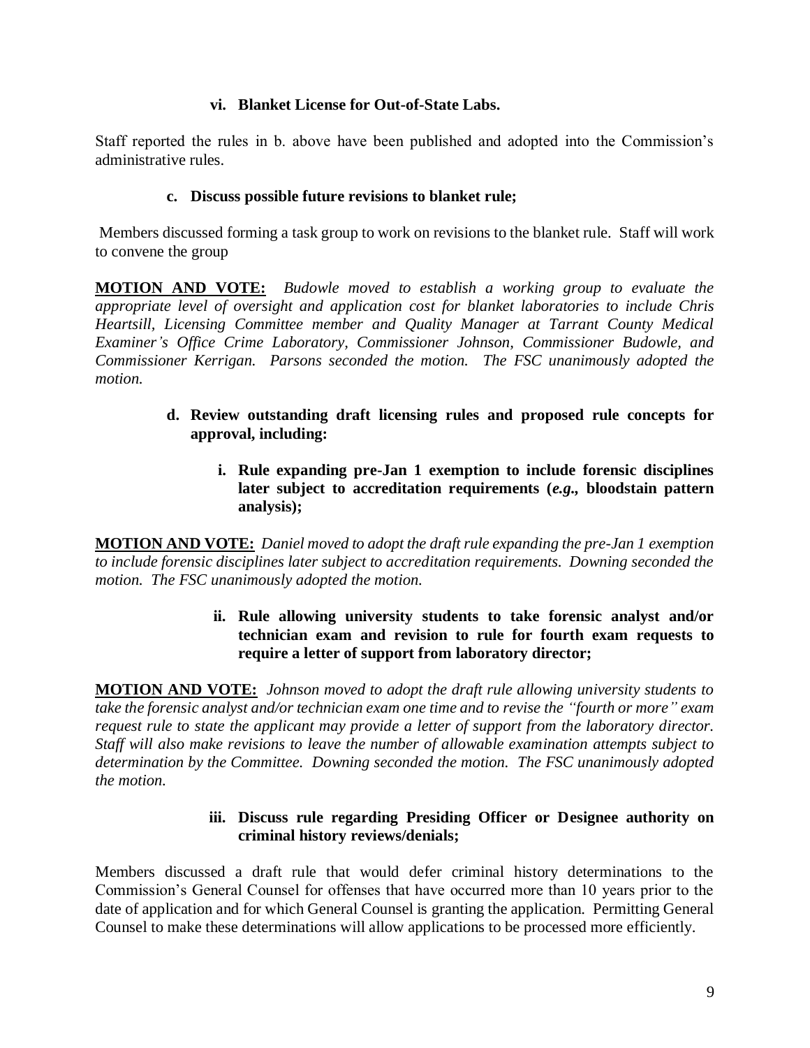**vi. Blanket License for Out-of-State Labs.**

Staff reported the rules in b. above have been published and adopted into the Commission's administrative rules.

**c. Discuss possible future revisions to blanket rule;**

Members discussed forming a task group to work on revisions to the blanket rule. Staff will work to convene the group

**<u>MOTION AND VOTE:</u>** *Budowle moved to establish a working group to evaluate the appropriate level of oversight and application cost for blanket laboratories to include Chris Heartsill, Licensing Committee member and Quality Manager at Tarrant County Medical Examiner's Office Crime Laboratory, Commissioner Johnson, Commissioner Budowle, and Commissioner Kerrigan. Parsons seconded the motion. The FSC unanimously adopted the motion.*

**d. Review outstanding draft licensing rules and proposed rule concepts for approval, including:**

**i. Rule expanding pre-Jan 1 exemption to include forensic disciplines later subject to accreditation requirements (*e.g.*, bloodstain pattern analysis);**

**<u>MOTION AND VOTE:</u>** *Daniel moved to adopt the draft rule expanding the pre-Jan 1 exemption to include forensic disciplines later subject to accreditation requirements. Downing seconded the motion. The FSC unanimously adopted the motion.*

**ii. Rule allowing university students to take forensic analyst and/or technician exam and revision to rule for fourth exam requests to require a letter of support from laboratory director;**

**<u>MOTION AND VOTE:</u>** *Johnson moved to adopt the draft rule allowing university students to take the forensic analyst and/or technician exam one time and to revise the "fourth or more" exam request rule to state the applicant may provide a letter of support from the laboratory director. Staff will also make revisions to leave the number of allowable examination attempts subject to determination by the Committee. Downing seconded the motion. The FSC unanimously adopted the motion.*

**iii. Discuss rule regarding Presiding Officer or Designee authority on criminal history reviews/denials;**

Members discussed a draft rule that would defer criminal history determinations to the Commission's General Counsel for offenses that have occurred more than 10 years prior to the date of application and for which General Counsel is granting the application. Permitting General Counsel to make these determinations will allow applications to be processed more efficiently.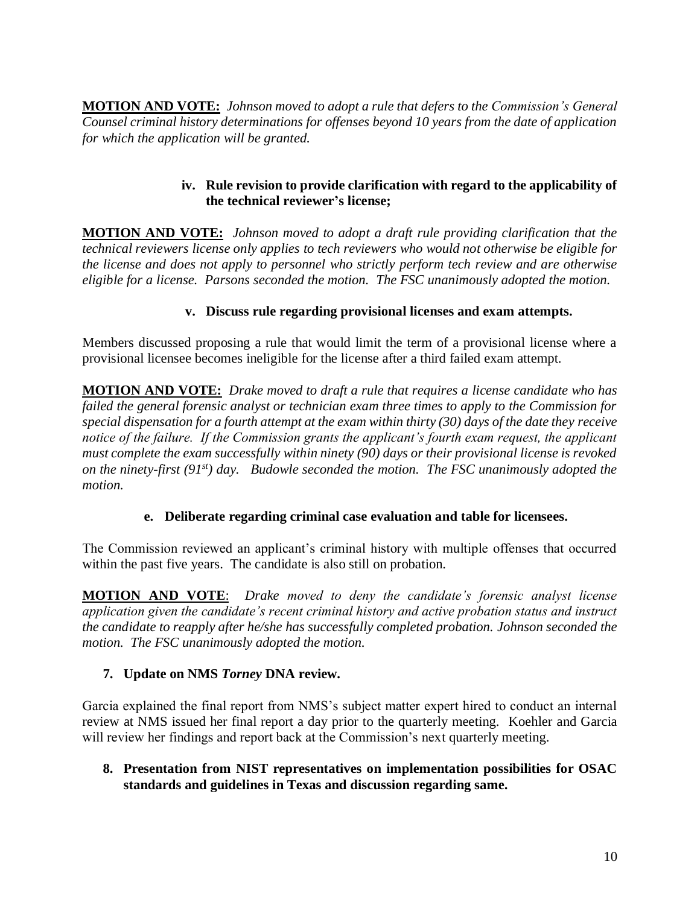**MOTION AND VOTE:** *Johnson moved to adopt a rule that defers to the Commission's General Counsel criminal history determinations for offenses beyond 10 years from the date of application for which the application will be granted.*

**iv. Rule revision to provide clarification with regard to the applicability of the technical reviewer's license;**

**MOTION AND VOTE:** *Johnson moved to adopt a draft rule providing clarification that the technical reviewers license only applies to tech reviewers who would not otherwise be eligible for the license and does not apply to personnel who strictly perform tech review and are otherwise eligible for a license. Parsons seconded the motion. The FSC unanimously adopted the motion.*

**v. Discuss rule regarding provisional licenses and exam attempts.**

Members discussed proposing a rule that would limit the term of a provisional license where a provisional licensee becomes ineligible for the license after a third failed exam attempt.

**MOTION AND VOTE:** *Drake moved to draft a rule that requires a license candidate who has failed the general forensic analyst or technician exam three times to apply to the Commission for special dispensation for a fourth attempt at the exam within thirty (30) days of the date they receive notice of the failure. If the Commission grants the applicant's fourth exam request, the applicant must complete the exam successfully within ninety (90) days or their provisional license is revoked on the ninety-first (91st) day. Budowle seconded the motion. The FSC unanimously adopted the motion.*

**e. Deliberate regarding criminal case evaluation and table for licensees.**

The Commission reviewed an applicant's criminal history with multiple offenses that occurred within the past five years. The candidate is also still on probation.

**MOTION AND VOTE**: *Drake moved to deny the candidate's forensic analyst license application given the candidate's recent criminal history and active probation status and instruct the candidate to reapply after he/she has successfully completed probation. Johnson seconded the motion. The FSC unanimously adopted the motion.*

**7. Update on NMS *Torney* DNA review.**

Garcia explained the final report from NMS's subject matter expert hired to conduct an internal review at NMS issued her final report a day prior to the quarterly meeting. Koehler and Garcia will review her findings and report back at the Commission's next quarterly meeting.

**8. Presentation from NIST representatives on implementation possibilities for OSAC standards and guidelines in Texas and discussion regarding same.**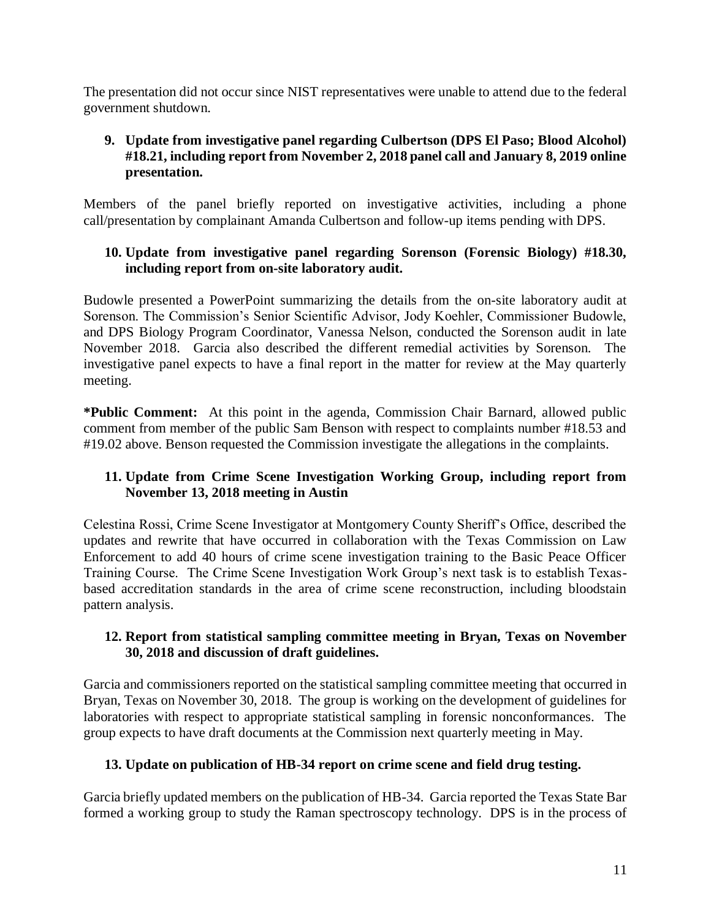The presentation did not occur since NIST representatives were unable to attend due to the federal government shutdown.

**9. Update from investigative panel regarding Culbertson (DPS El Paso; Blood Alcohol) #18.21, including report from November 2, 2018 panel call and January 8, 2019 online presentation.**

Members of the panel briefly reported on investigative activities, including a phone call/presentation by complainant Amanda Culbertson and follow-up items pending with DPS.

**10. Update from investigative panel regarding Sorenson (Forensic Biology) #18.30, including report from on-site laboratory audit.**

Budowle presented a PowerPoint summarizing the details from the on-site laboratory audit at Sorenson. The Commission's Senior Scientific Advisor, Jody Koehler, Commissioner Budowle, and DPS Biology Program Coordinator, Vanessa Nelson, conducted the Sorenson audit in late November 2018. Garcia also described the different remedial activities by Sorenson. The investigative panel expects to have a final report in the matter for review at the May quarterly meeting.

**\*Public Comment:** At this point in the agenda, Commission Chair Barnard, allowed public comment from member of the public Sam Benson with respect to complaints number #18.53 and #19.02 above. Benson requested the Commission investigate the allegations in the complaints.

**11. Update from Crime Scene Investigation Working Group, including report from November 13, 2018 meeting in Austin**

Celestina Rossi, Crime Scene Investigator at Montgomery County Sheriff's Office, described the updates and rewrite that have occurred in collaboration with the Texas Commission on Law Enforcement to add 40 hours of crime scene investigation training to the Basic Peace Officer Training Course. The Crime Scene Investigation Work Group's next task is to establish Texas-based accreditation standards in the area of crime scene reconstruction, including bloodstain pattern analysis.

**12. Report from statistical sampling committee meeting in Bryan, Texas on November 30, 2018 and discussion of draft guidelines.**

Garcia and commissioners reported on the statistical sampling committee meeting that occurred in Bryan, Texas on November 30, 2018. The group is working on the development of guidelines for laboratories with respect to appropriate statistical sampling in forensic nonconformances. The group expects to have draft documents at the Commission next quarterly meeting in May.

**13. Update on publication of HB-34 report on crime scene and field drug testing.**

Garcia briefly updated members on the publication of HB-34. Garcia reported the Texas State Bar formed a working group to study the Raman spectroscopy technology. DPS is in the process of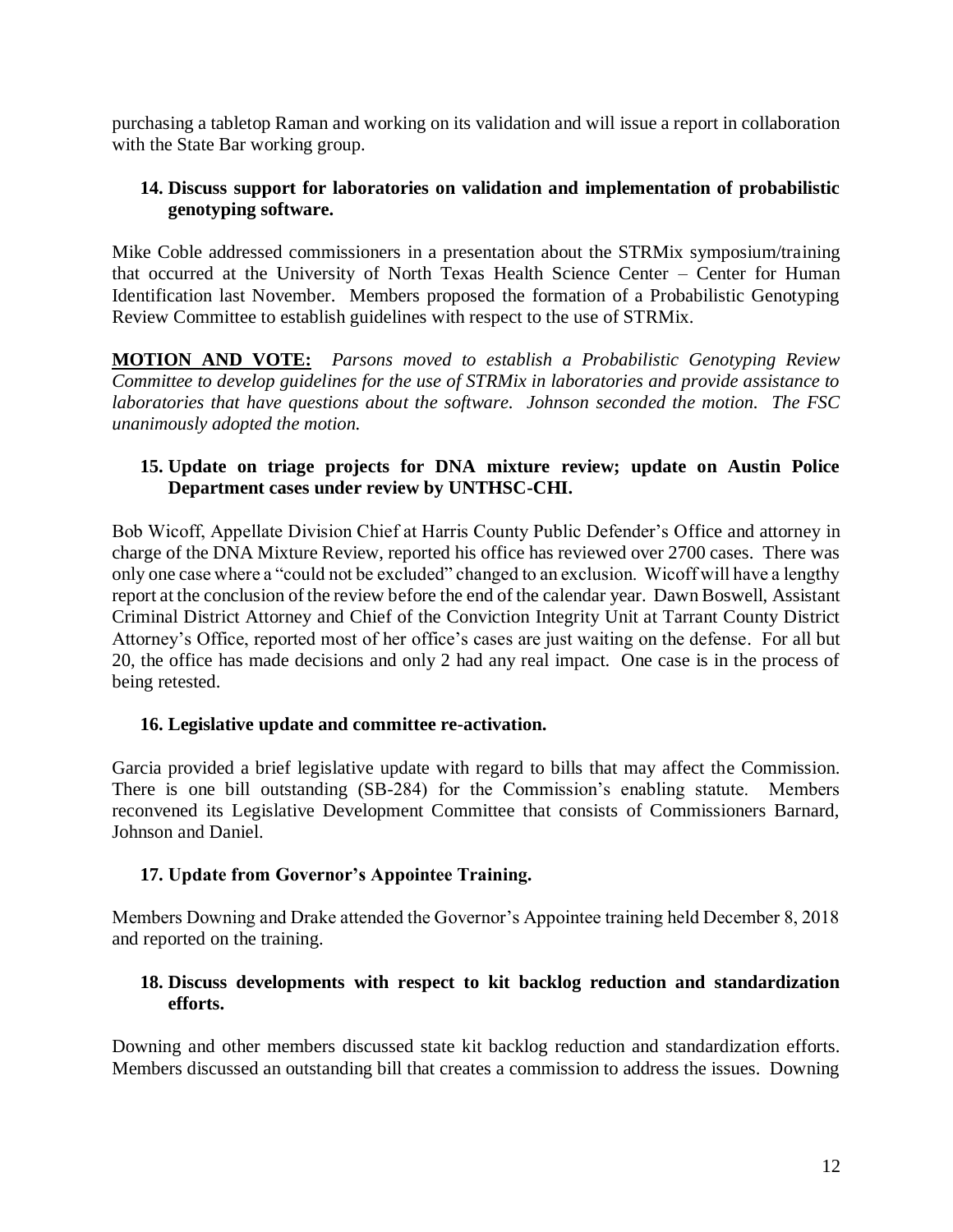purchasing a tabletop Raman and working on its validation and will issue a report in collaboration with the State Bar working group.

**14. Discuss support for laboratories on validation and implementation of probabilistic genotyping software.**

Mike Coble addressed commissioners in a presentation about the STRMix symposium/training that occurred at the University of North Texas Health Science Center – Center for Human Identification last November. Members proposed the formation of a Probabilistic Genotyping Review Committee to establish guidelines with respect to the use of STRMix.

**MOTION AND VOTE:** *Parsons moved to establish a Probabilistic Genotyping Review Committee to develop guidelines for the use of STRMix in laboratories and provide assistance to laboratories that have questions about the software. Johnson seconded the motion. The FSC unanimously adopted the motion.*

**15. Update on triage projects for DNA mixture review; update on Austin Police Department cases under review by UNTHSC-CHI.**

Bob Wicoff, Appellate Division Chief at Harris County Public Defender's Office and attorney in charge of the DNA Mixture Review, reported his office has reviewed over 2700 cases. There was only one case where a "could not be excluded" changed to an exclusion. Wicoff will have a lengthy report at the conclusion of the review before the end of the calendar year. Dawn Boswell, Assistant Criminal District Attorney and Chief of the Conviction Integrity Unit at Tarrant County District Attorney's Office, reported most of her office's cases are just waiting on the defense. For all but 20, the office has made decisions and only 2 had any real impact. One case is in the process of being retested.

**16. Legislative update and committee re-activation.**

Garcia provided a brief legislative update with regard to bills that may affect the Commission. There is one bill outstanding (SB-284) for the Commission's enabling statute. Members reconvened its Legislative Development Committee that consists of Commissioners Barnard, Johnson and Daniel.

**17. Update from Governor's Appointee Training.**

Members Downing and Drake attended the Governor's Appointee training held December 8, 2018 and reported on the training.

**18. Discuss developments with respect to kit backlog reduction and standardization efforts.**

Downing and other members discussed state kit backlog reduction and standardization efforts. Members discussed an outstanding bill that creates a commission to address the issues. Downing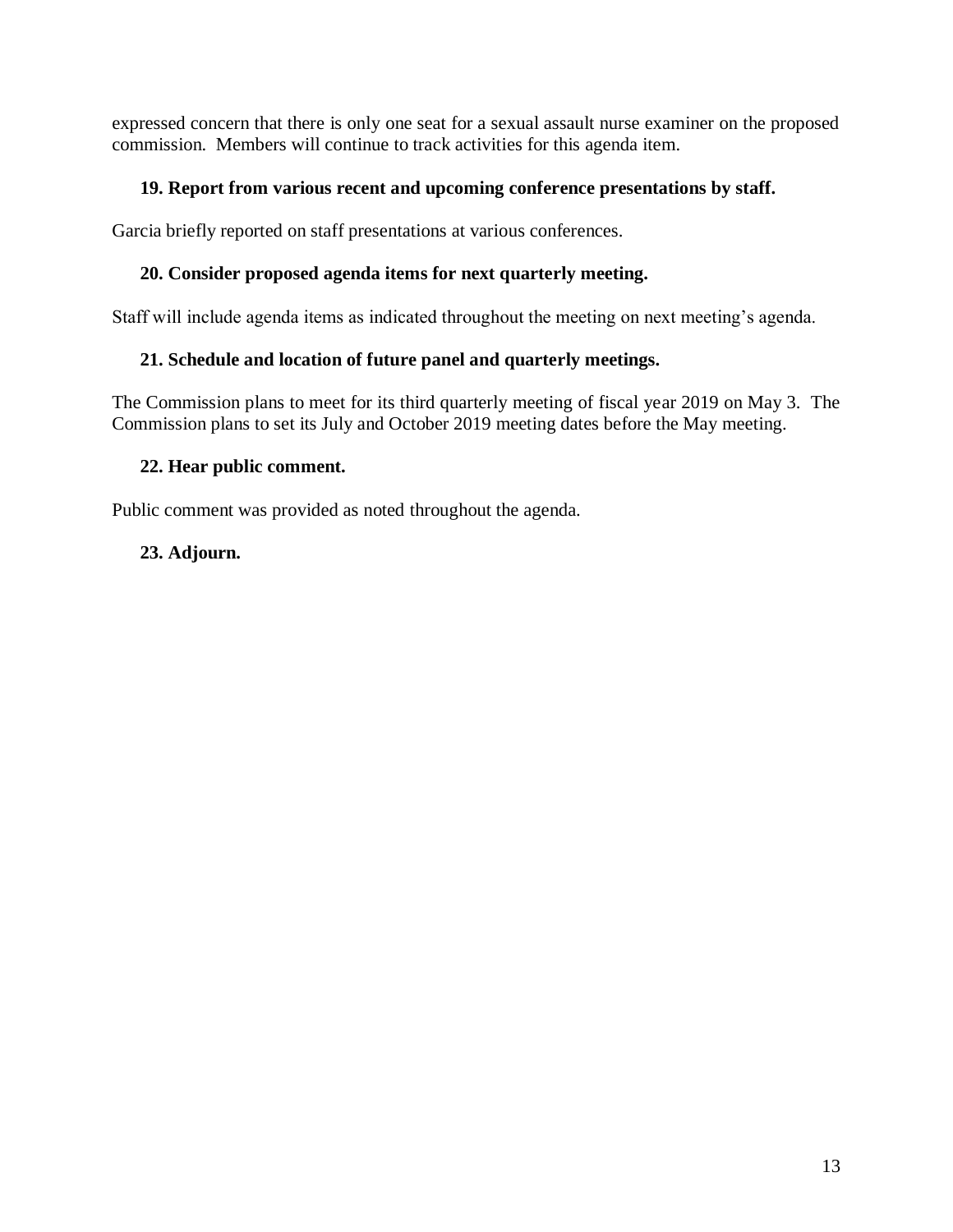expressed concern that there is only one seat for a sexual assault nurse examiner on the proposed commission. Members will continue to track activities for this agenda item.

**19. Report from various recent and upcoming conference presentations by staff.**

Garcia briefly reported on staff presentations at various conferences.

**20. Consider proposed agenda items for next quarterly meeting.**

Staff will include agenda items as indicated throughout the meeting on next meeting's agenda.

**21. Schedule and location of future panel and quarterly meetings.**

The Commission plans to meet for its third quarterly meeting of fiscal year 2019 on May 3. The Commission plans to set its July and October 2019 meeting dates before the May meeting.

**22. Hear public comment.**

Public comment was provided as noted throughout the agenda.

**23. Adjourn.**